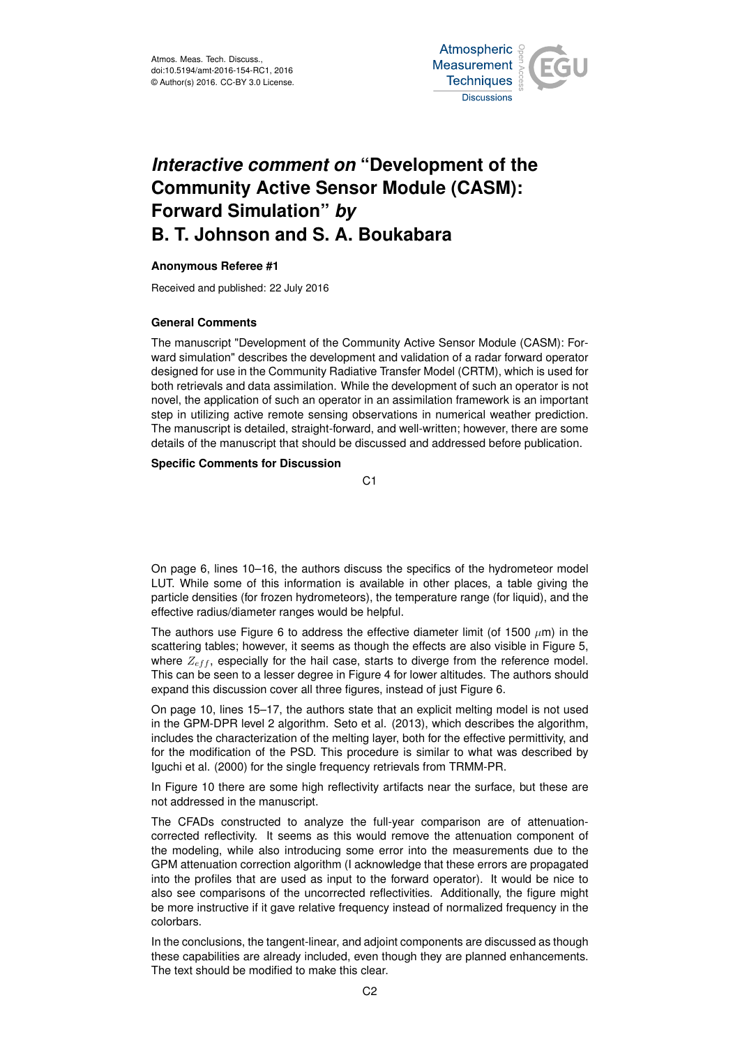# *Interactive comment on* "Development of the Community Active Sensor Module (CASM): Forward Simulation" *by* B. T. Johnson and S. A. Boukabara

**Anonymous Referee #1**

Received and published: 22 July 2016

**General Comments**

The manuscript "Development of the Community Active Sensor Module (CASM): Forward simulation" describes the development and validation of a radar forward operator designed for use in the Community Radiative Transfer Model (CRTM), which is used for both retrievals and data assimilation. While the development of such an operator is not novel, the application of such an operator in an assimilation framework is an important step in utilizing active remote sensing observations in numerical weather prediction. The manuscript is detailed, straight-forward, and well-written; however, there are some details of the manuscript that should be discussed and addressed before publication.

**Specific Comments for Discussion**

On page 6, lines 10–16, the authors discuss the specifics of the hydrometeor model LUT. While some of this information is available in other places, a table giving the particle densities (for frozen hydrometeors), the temperature range (for liquid), and the effective radius/diameter ranges would be helpful.

The authors use Figure 6 to address the effective diameter limit (of 1500 $\mu$m) in the scattering tables; however, it seems as though the effects are also visible in Figure 5, where $Z_{eff}$, especially for the hail case, starts to diverge from the reference model. This can be seen to a lesser degree in Figure 4 for lower altitudes. The authors should expand this discussion cover all three figures, instead of just Figure 6.

On page 10, lines 15–17, the authors state that an explicit melting model is not used in the GPM-DPR level 2 algorithm. Seto et al. (2013), which describes the algorithm, includes the characterization of the melting layer, both for the effective permittivity, and for the modification of the PSD. This procedure is similar to what was described by Iguchi et al. (2000) for the single frequency retrievals from TRMM-PR.

In Figure 10 there are some high reflectivity artifacts near the surface, but these are not addressed in the manuscript.

The CFADs constructed to analyze the full-year comparison are of attenuation-corrected reflectivity. It seems as this would remove the attenuation component of the modeling, while also introducing some error into the measurements due to the GPM attenuation correction algorithm (I acknowledge that these errors are propagated into the profiles that are used as input to the forward operator). It would be nice to also see comparisons of the uncorrected reflectivities. Additionally, the figure might be more instructive if it gave relative frequency instead of normalized frequency in the colorbars.

In the conclusions, the tangent-linear, and adjoint components are discussed as though these capabilities are already included, even though they are planned enhancements. The text should be modified to make this clear.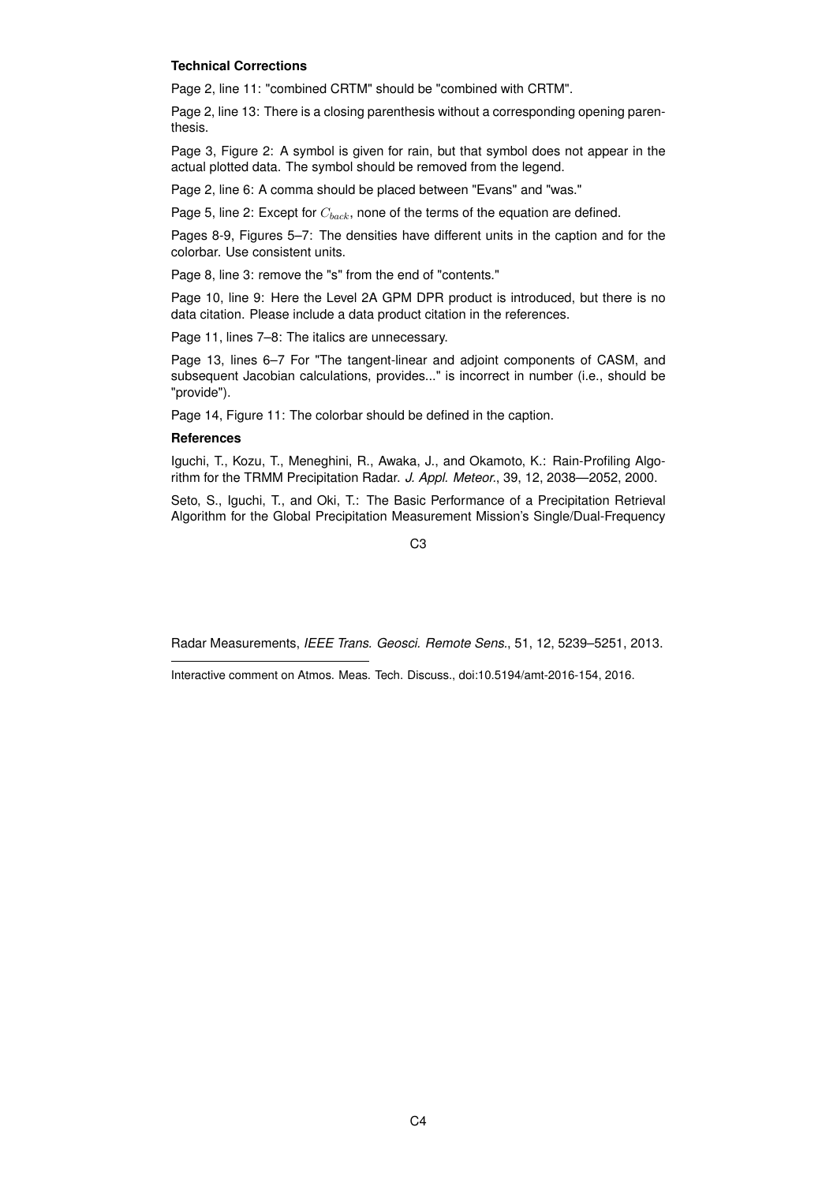**Technical Corrections**

Page 2, line 11: "combined CRTM" should be "combined with CRTM".

Page 2, line 13: There is a closing parenthesis without a corresponding opening parenthesis.

Page 3, Figure 2: A symbol is given for rain, but that symbol does not appear in the actual plotted data. The symbol should be removed from the legend.

Page 2, line 6: A comma should be placed between "Evans" and "was."

Page 5, line 2: Except for $C_{back}$, none of the terms of the equation are defined.

Pages 8-9, Figures 5–7: The densities have different units in the caption and for the colorbar. Use consistent units.

Page 8, line 3: remove the "s" from the end of "contents."

Page 10, line 9: Here the Level 2A GPM DPR product is introduced, but there is no data citation. Please include a data product citation in the references.

Page 11, lines 7–8: The italics are unnecessary.

Page 13, lines 6–7 For "The tangent-linear and adjoint components of CASM, and subsequent Jacobian calculations, provides..." is incorrect in number (i.e., should be "provide").

Page 14, Figure 11: The colorbar should be defined in the caption.

**References**

Iguchi, T., Kozu, T., Meneghini, R., Awaka, J., and Okamoto, K.: Rain-Profiling Algorithm for the TRMM Precipitation Radar. *J. Appl. Meteor.*, 39, 12, 2038—2052, 2000.

Seto, S., Iguchi, T., and Oki, T.: The Basic Performance of a Precipitation Retrieval Algorithm for the Global Precipitation Measurement Mission's Single/Dual-Frequency Radar Measurements, *IEEE Trans. Geosci. Remote Sens.*, 51, 12, 5239–5251, 2013.

---

Interactive comment on Atmos. Meas. Tech. Discuss., doi:10.5194/amt-2016-154, 2016.